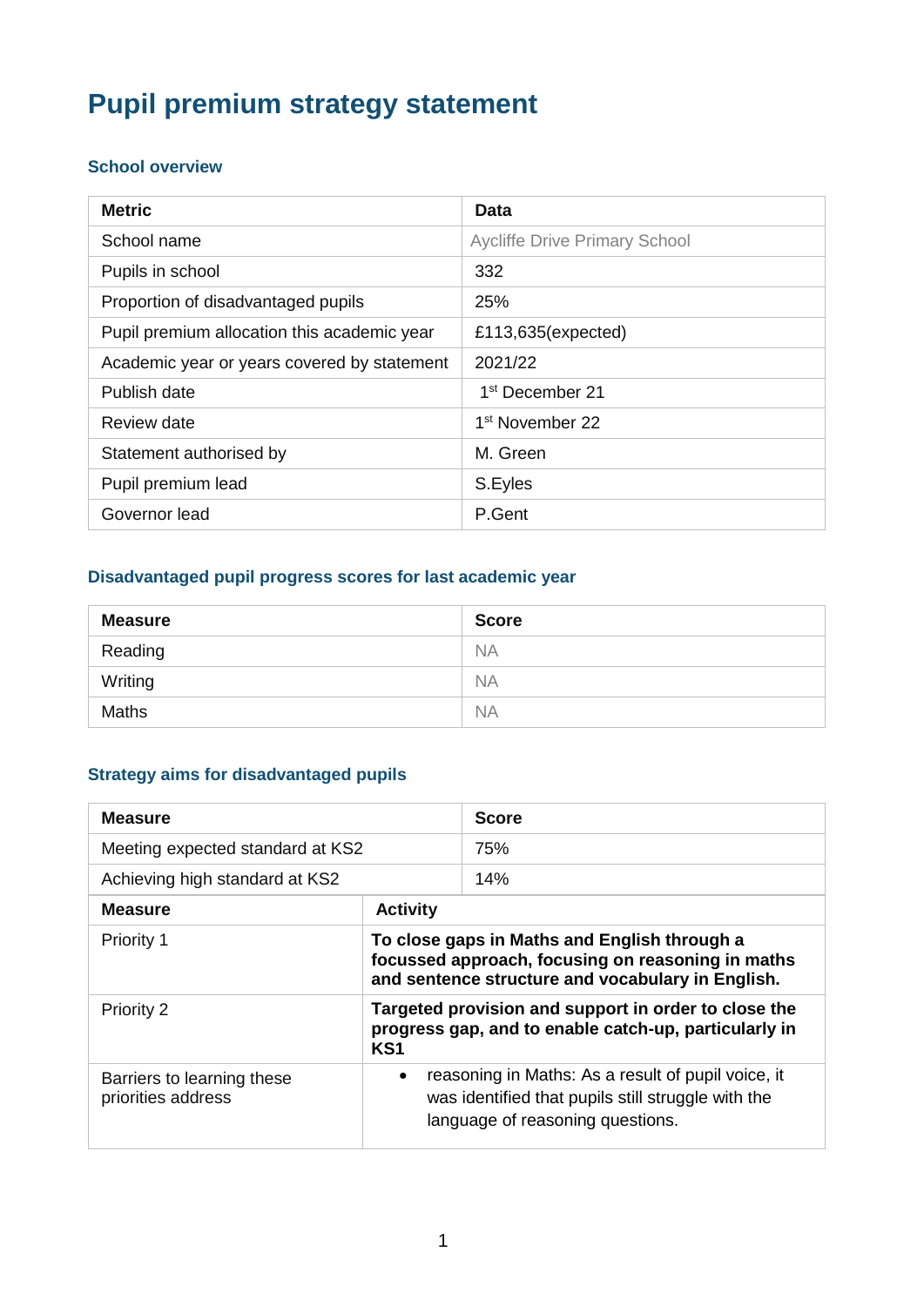# Pupil premium strategy statement

## School overview

| Metric | Data |
| --- | --- |
| School name | Aycliffe Drive Primary School |
| Pupils in school | 332 |
| Proportion of disadvantaged pupils | 25% |
| Pupil premium allocation this academic year | £113,635(expected) |
| Academic year or years covered by statement | 2021/22 |
| Publish date | 1st December 21 |
| Review date | 1st November 22 |
| Statement authorised by | M. Green |
| Pupil premium lead | S.Eyles |
| Governor lead | P.Gent |

## Disadvantaged pupil progress scores for last academic year

| Measure | Score |
| --- | --- |
| Reading | NA |
| Writing | NA |
| Maths | NA |

## Strategy aims for disadvantaged pupils

| Measure | Score |
| --- | --- |
| Meeting expected standard at KS2 | 75% |
| Achieving high standard at KS2 | 14% |

| Measure | Activity |
| --- | --- |
| Priority 1 | **To close gaps in Maths and English through a focussed approach, focusing on reasoning in maths and sentence structure and vocabulary in English.** |
| Priority 2 | **Targeted provision and support in order to close the progress gap, and to enable catch-up, particularly in KS1** |
| Barriers to learning these priorities address | • reasoning in Maths: As a result of pupil voice, it was identified that pupils still struggle with the language of reasoning questions. |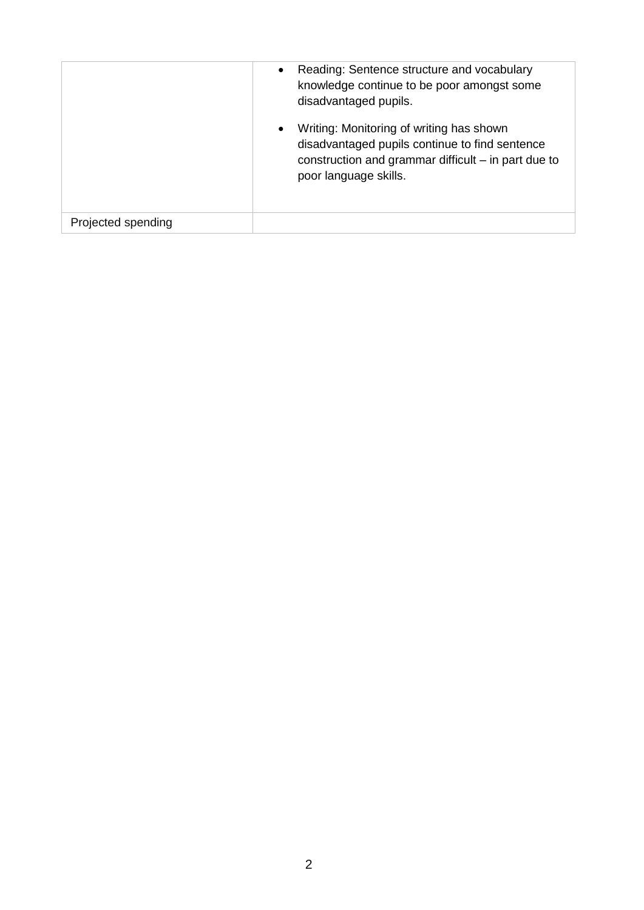| | |
|---|---|
| | • Reading: Sentence structure and vocabulary knowledge continue to be poor amongst some disadvantaged pupils.<br><br>• Writing: Monitoring of writing has shown disadvantaged pupils continue to find sentence construction and grammar difficult – in part due to poor language skills. |
| Projected spending | |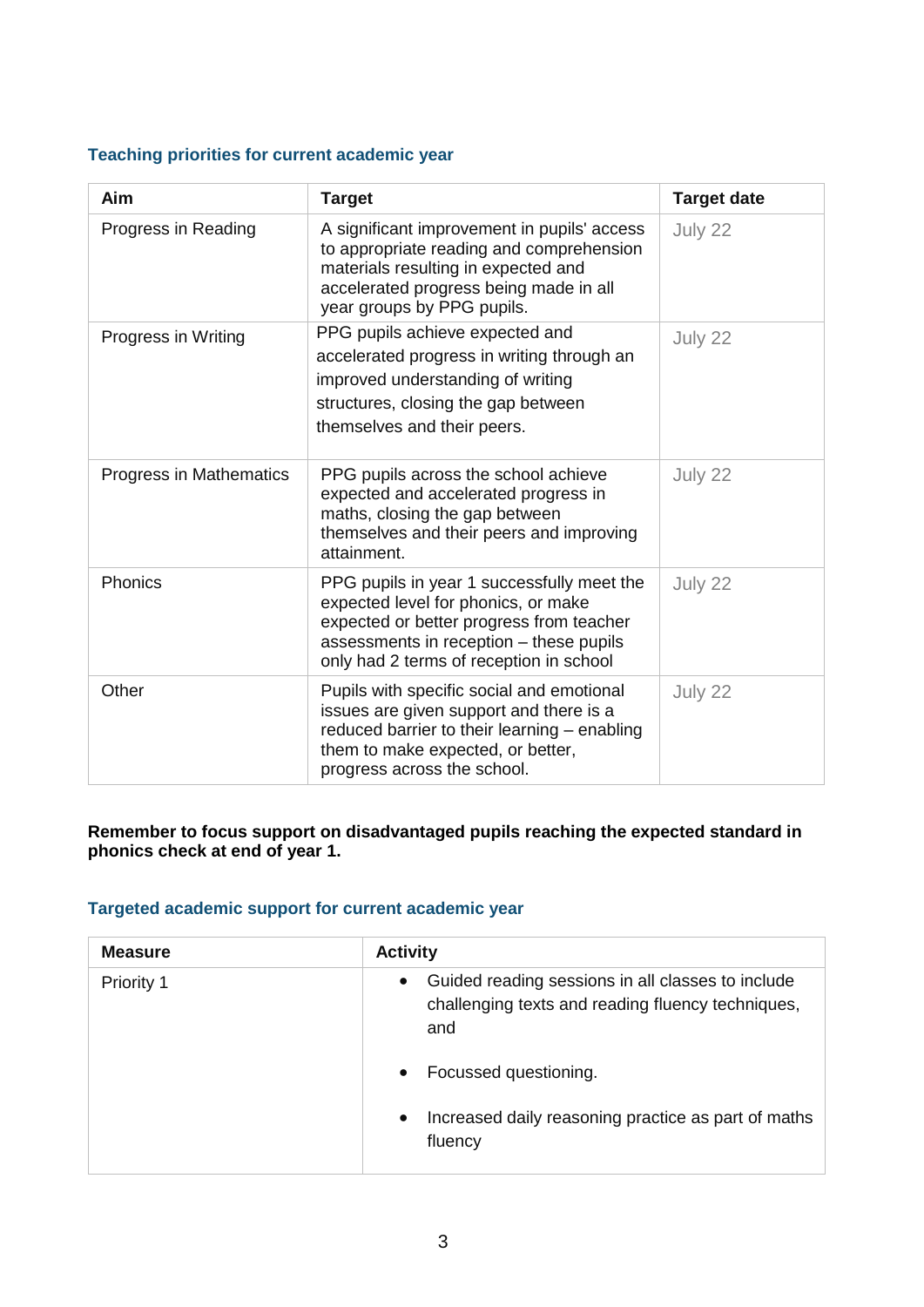### Teaching priorities for current academic year

| Aim | Target | Target date |
| --- | --- | --- |
| Progress in Reading | A significant improvement in pupils' access to appropriate reading and comprehension materials resulting in expected and accelerated progress being made in all year groups by PPG pupils. | July 22 |
| Progress in Writing | PPG pupils achieve expected and accelerated progress in writing through an improved understanding of writing structures, closing the gap between themselves and their peers. | July 22 |
| Progress in Mathematics | PPG pupils across the school achieve expected and accelerated progress in maths, closing the gap between themselves and their peers and improving attainment. | July 22 |
| Phonics | PPG pupils in year 1 successfully meet the expected level for phonics, or make expected or better progress from teacher assessments in reception – these pupils only had 2 terms of reception in school | July 22 |
| Other | Pupils with specific social and emotional issues are given support and there is a reduced barrier to their learning – enabling them to make expected, or better, progress across the school. | July 22 |

**Remember to focus support on disadvantaged pupils reaching the expected standard in phonics check at end of year 1.**

### Targeted academic support for current academic year

| Measure | Activity |
| --- | --- |
| Priority 1 | • Guided reading sessions in all classes to include challenging texts and reading fluency techniques, and<br><br>• Focussed questioning.<br><br>• Increased daily reasoning practice as part of maths fluency |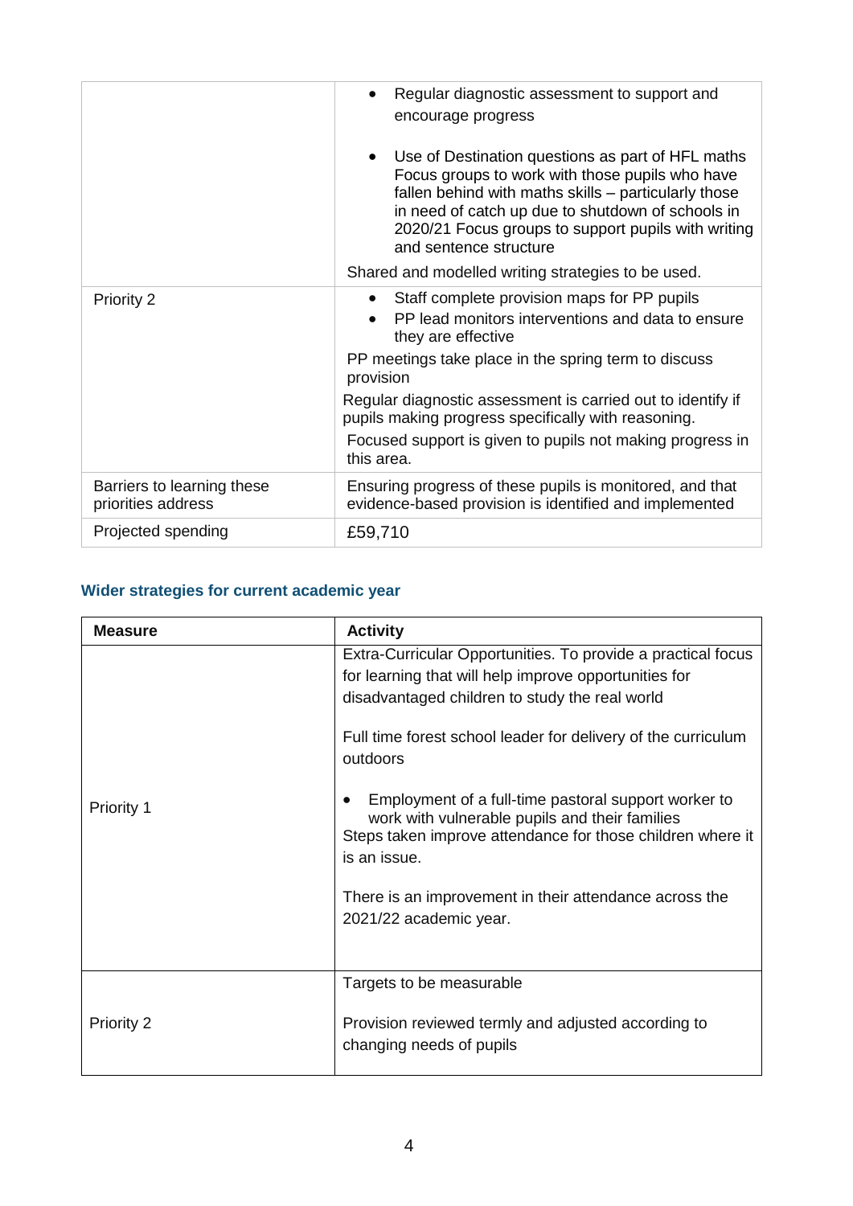| | |
|---|---|
| | • Regular diagnostic assessment to support and encourage progress<br><br>• Use of Destination questions as part of HFL maths Focus groups to work with those pupils who have fallen behind with maths skills – particularly those in need of catch up due to shutdown of schools in 2020/21 Focus groups to support pupils with writing and sentence structure<br><br>Shared and modelled writing strategies to be used. |
| Priority 2 | • Staff complete provision maps for PP pupils<br>• PP lead monitors interventions and data to ensure they are effective<br><br>PP meetings take place in the spring term to discuss provision<br><br>Regular diagnostic assessment is carried out to identify if pupils making progress specifically with reasoning.<br><br>Focused support is given to pupils not making progress in this area. |
| Barriers to learning these priorities address | Ensuring progress of these pupils is monitored, and that evidence-based provision is identified and implemented |
| Projected spending | £59,710 |

### Wider strategies for current academic year

| Measure | Activity |
|---|---|
| Priority 1 | Extra-Curricular Opportunities. To provide a practical focus for learning that will help improve opportunities for disadvantaged children to study the real world<br><br>Full time forest school leader for delivery of the curriculum outdoors<br><br>• Employment of a full-time pastoral support worker to work with vulnerable pupils and their families<br>Steps taken improve attendance for those children where it is an issue.<br><br>There is an improvement in their attendance across the 2021/22 academic year. |
| Priority 2 | Targets to be measurable<br><br>Provision reviewed termly and adjusted according to changing needs of pupils |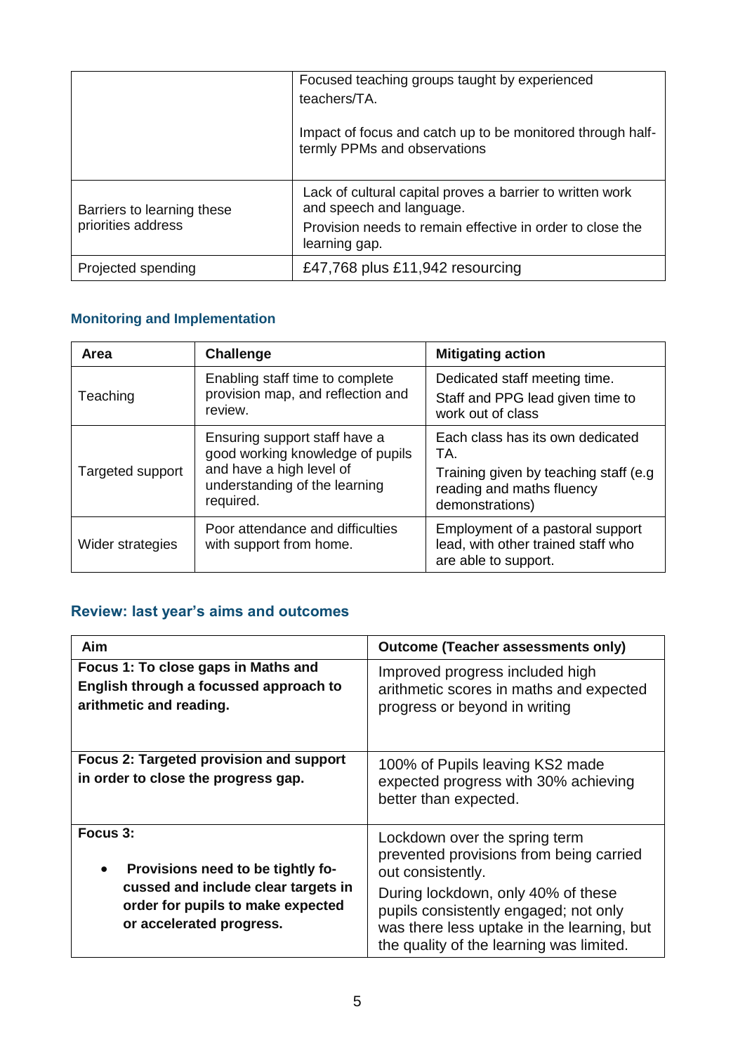| | |
|---|---|
| | Focused teaching groups taught by experienced teachers/TA.<br><br>Impact of focus and catch up to be monitored through half-termly PPMs and observations |
| Barriers to learning these priorities address | Lack of cultural capital proves a barrier to written work and speech and language.<br>Provision needs to remain effective in order to close the learning gap. |
| Projected spending | £47,768 plus £11,942 resourcing |

### Monitoring and Implementation

| Area | Challenge | Mitigating action |
|---|---|---|
| Teaching | Enabling staff time to complete provision map, and reflection and review. | Dedicated staff meeting time.<br>Staff and PPG lead given time to work out of class |
| Targeted support | Ensuring support staff have a good working knowledge of pupils and have a high level of understanding of the learning required. | Each class has its own dedicated TA.<br>Training given by teaching staff (e.g reading and maths fluency demonstrations) |
| Wider strategies | Poor attendance and difficulties with support from home. | Employment of a pastoral support lead, with other trained staff who are able to support. |

## Review: last year's aims and outcomes

| Aim | Outcome (Teacher assessments only) |
|---|---|
| **Focus 1: To close gaps in Maths and English through a focussed approach to arithmetic and reading.** | Improved progress included high arithmetic scores in maths and expected progress or beyond in writing |
| **Focus 2: Targeted provision and support in order to close the progress gap.** | 100% of Pupils leaving KS2 made expected progress with 30% achieving better than expected. |
| **Focus 3:**<br><br>• **Provisions need to be tightly focussed and include clear targets in order for pupils to make expected or accelerated progress.** | Lockdown over the spring term prevented provisions from being carried out consistently.<br>During lockdown, only 40% of these pupils consistently engaged; not only was there less uptake in the learning, but the quality of the learning was limited. |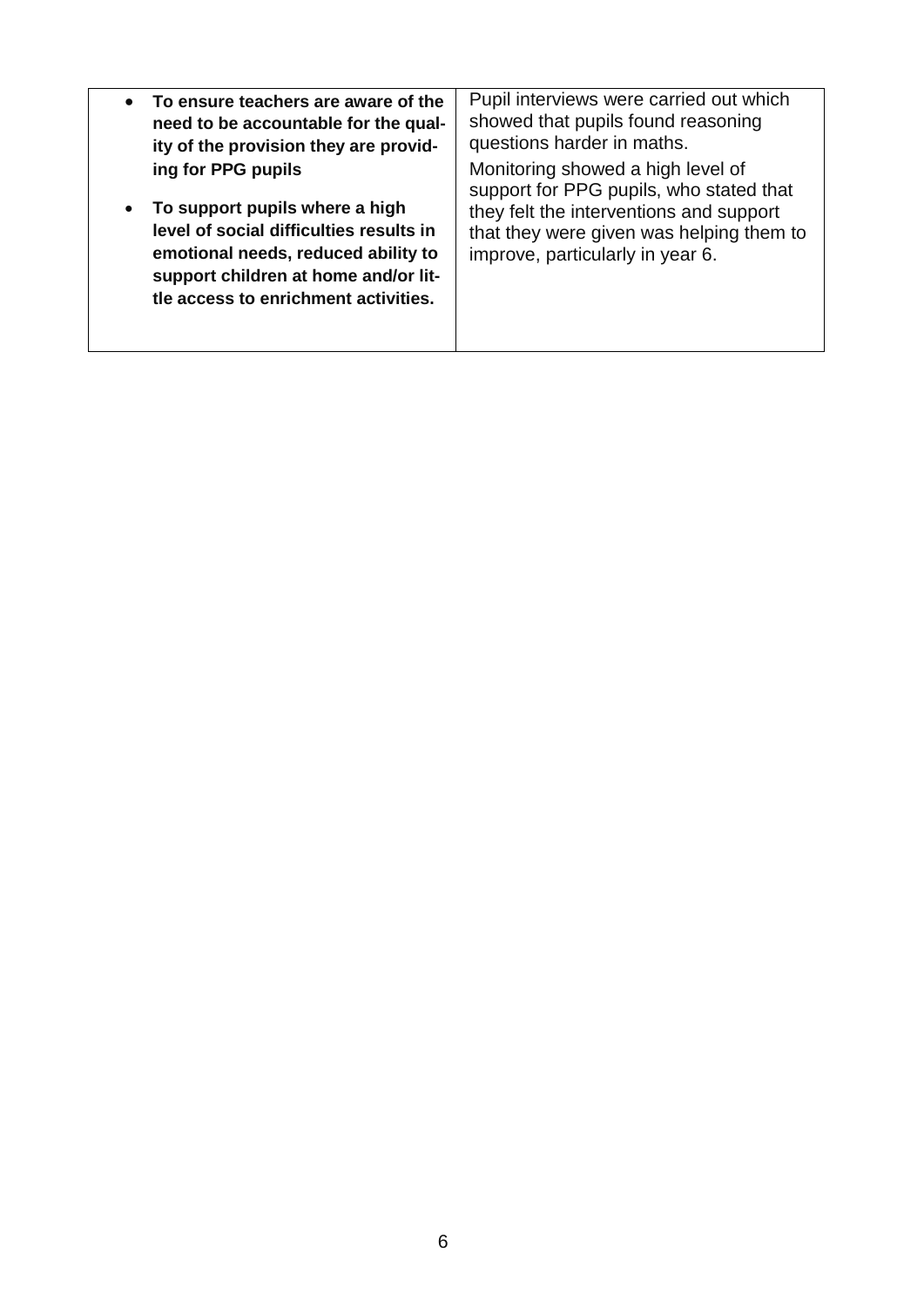| | |
|---|---|
| <ul><li>**To ensure teachers are aware of the need to be accountable for the quality of the provision they are providing for PPG pupils**</li><li>**To support pupils where a high level of social difficulties results in emotional needs, reduced ability to support children at home and/or little access to enrichment activities.**</li></ul> | Pupil interviews were carried out which showed that pupils found reasoning questions harder in maths.<br><br>Monitoring showed a high level of support for PPG pupils, who stated that they felt the interventions and support that they were given was helping them to improve, particularly in year 6. |